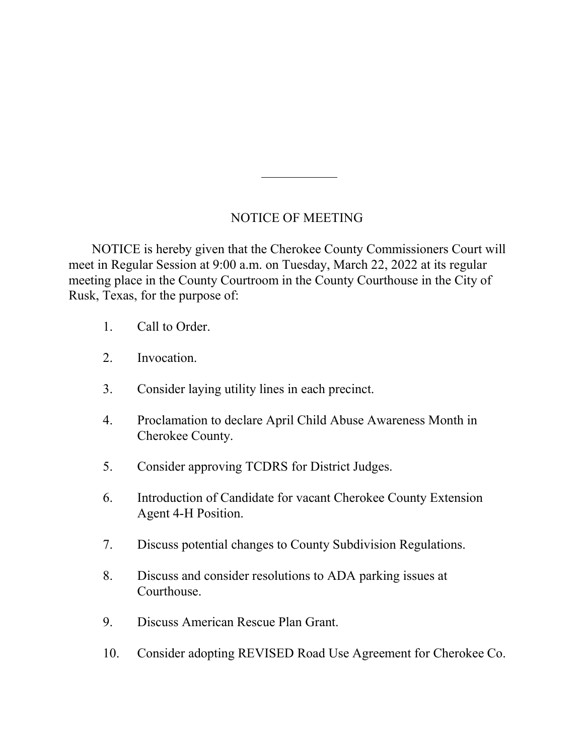# NOTICE OF MEETING

NOTICE is hereby given that the Cherokee County Commissioners Court will meet in Regular Session at 9:00 a.m. on Tuesday, March 22, 2022 at its regular meeting place in the County Courtroom in the County Courthouse in the City of Rusk, Texas, for the purpose of:

1. Call to Order.

2. Invocation.

3. Consider laying utility lines in each precinct.

4. Proclamation to declare April Child Abuse Awareness Month in Cherokee County.

5. Consider approving TCDRS for District Judges.

6. Introduction of Candidate for vacant Cherokee County Extension Agent 4-H Position.

7. Discuss potential changes to County Subdivision Regulations.

8. Discuss and consider resolutions to ADA parking issues at Courthouse.

9. Discuss American Rescue Plan Grant.

10. Consider adopting REVISED Road Use Agreement for Cherokee Co.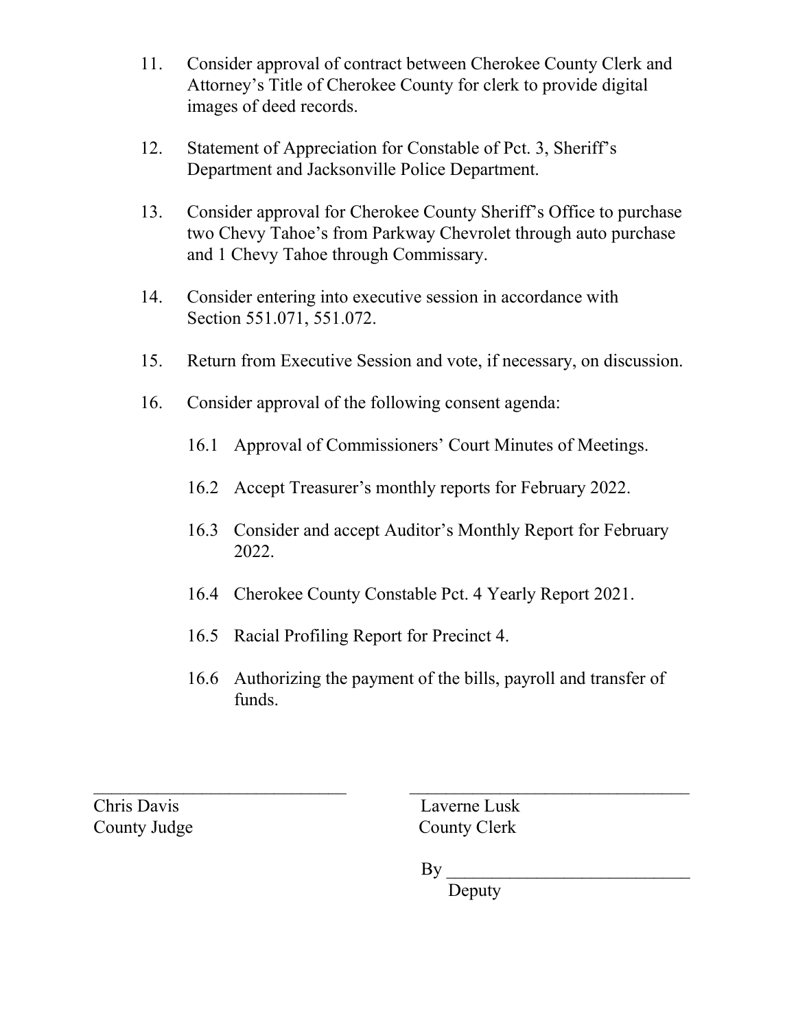11. Consider approval of contract between Cherokee County Clerk and Attorney's Title of Cherokee County for clerk to provide digital images of deed records.

12. Statement of Appreciation for Constable of Pct. 3, Sheriff's Department and Jacksonville Police Department.

13. Consider approval for Cherokee County Sheriff's Office to purchase two Chevy Tahoe's from Parkway Chevrolet through auto purchase and 1 Chevy Tahoe through Commissary.

14. Consider entering into executive session in accordance with Section 551.071, 551.072.

15. Return from Executive Session and vote, if necessary, on discussion.

16. Consider approval of the following consent agenda:

    16.1 Approval of Commissioners' Court Minutes of Meetings.

    16.2 Accept Treasurer's monthly reports for February 2022.

    16.3 Consider and accept Auditor's Monthly Report for February 2022.

    16.4 Cherokee County Constable Pct. 4 Yearly Report 2021.

    16.5 Racial Profiling Report for Precinct 4.

    16.6 Authorizing the payment of the bills, payroll and transfer of funds.

_____________________________
Chris Davis
County Judge

_____________________________
Laverne Lusk
County Clerk

By ___________________________
Deputy